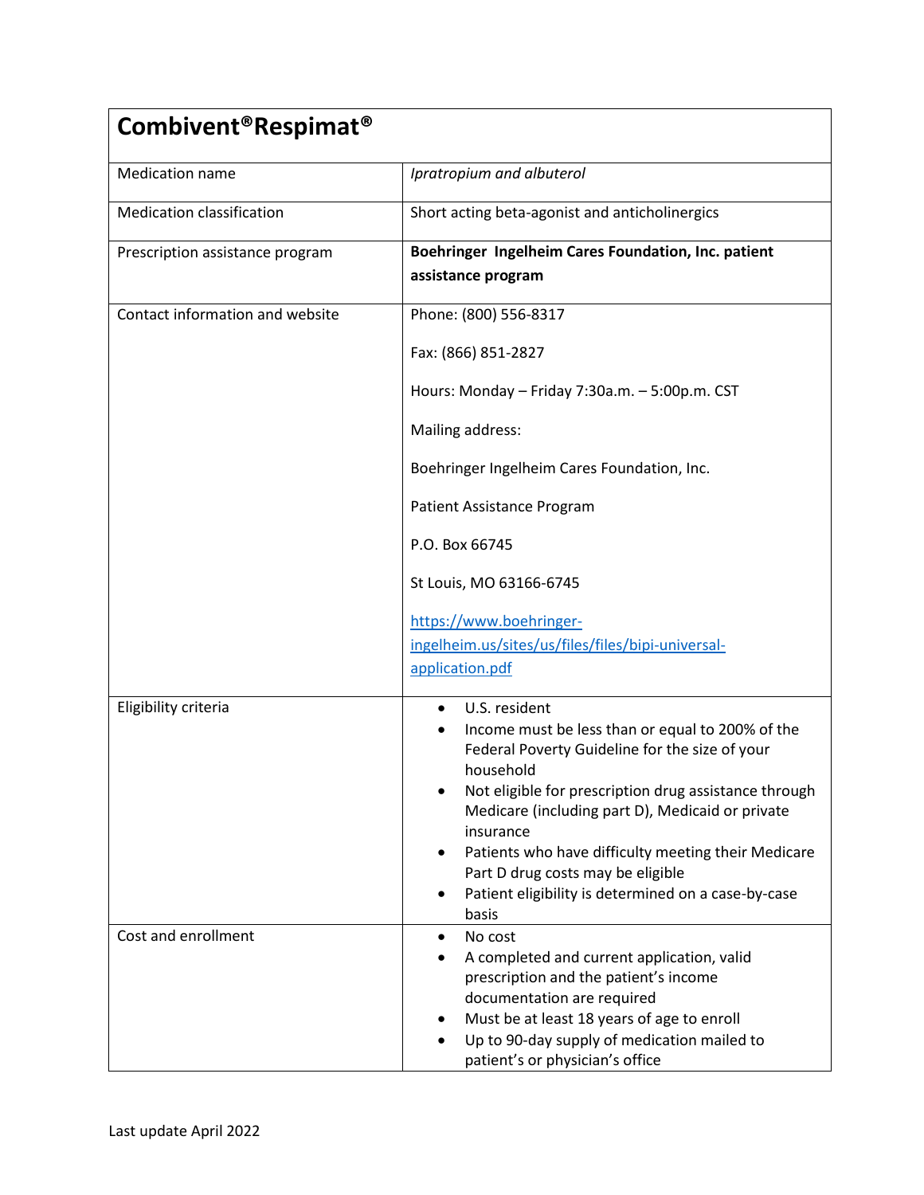| Combivent®Respimat® | |
|---|---|
| Medication name | *Ipratropium and albuterol* |
| Medication classification | Short acting beta-agonist and anticholinergics |
| Prescription assistance program | **Boehringer Ingelheim Cares Foundation, Inc. patient assistance program** |
| Contact information and website | Phone: (800) 556-8317<br><br>Fax: (866) 851-2827<br><br>Hours: Monday – Friday 7:30a.m. – 5:00p.m. CST<br><br>Mailing address:<br><br>Boehringer Ingelheim Cares Foundation, Inc.<br><br>Patient Assistance Program<br><br>P.O. Box 66745<br><br>St Louis, MO 63166-6745<br><br>[https://www.boehringer-ingelheim.us/sites/us/files/files/bipi-universal-application.pdf](https://www.boehringer-ingelheim.us/sites/us/files/files/bipi-universal-application.pdf) |
| Eligibility criteria | • U.S. resident<br>• Income must be less than or equal to 200% of the Federal Poverty Guideline for the size of your household<br>• Not eligible for prescription drug assistance through Medicare (including part D), Medicaid or private insurance<br>• Patients who have difficulty meeting their Medicare Part D drug costs may be eligible<br>• Patient eligibility is determined on a case-by-case basis |
| Cost and enrollment | • No cost<br>• A completed and current application, valid prescription and the patient's income documentation are required<br>• Must be at least 18 years of age to enroll<br>• Up to 90-day supply of medication mailed to patient's or physician's office |

Last update April 2022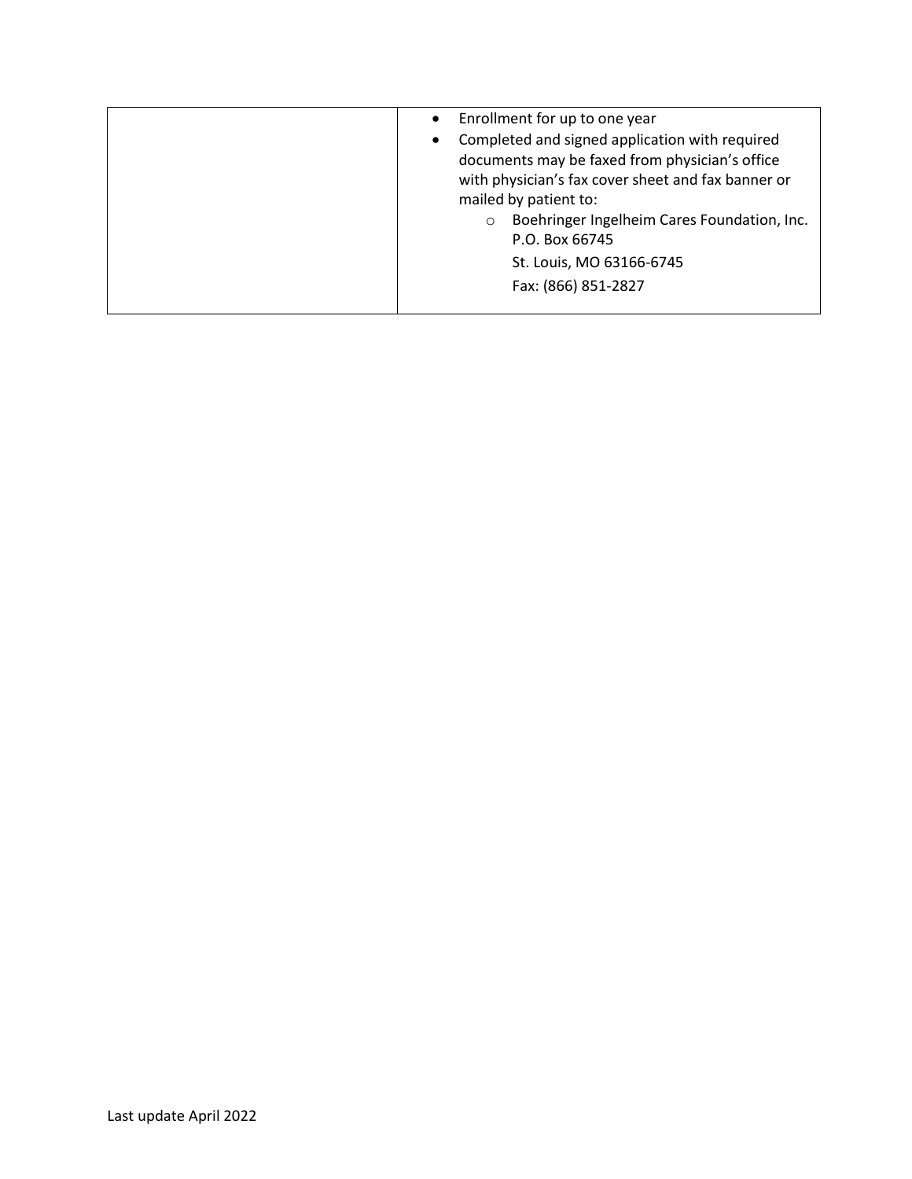| | |
|---|---|
| | • Enrollment for up to one year<br>• Completed and signed application with required documents may be faxed from physician's office with physician's fax cover sheet and fax banner or mailed by patient to:<br>&nbsp;&nbsp;&nbsp;&nbsp;○ Boehringer Ingelheim Cares Foundation, Inc.<br>&nbsp;&nbsp;&nbsp;&nbsp;&nbsp;&nbsp;&nbsp;P.O. Box 66745<br>&nbsp;&nbsp;&nbsp;&nbsp;&nbsp;&nbsp;&nbsp;St. Louis, MO 63166-6745<br>&nbsp;&nbsp;&nbsp;&nbsp;&nbsp;&nbsp;&nbsp;Fax: (866) 851-2827 |

Last update April 2022